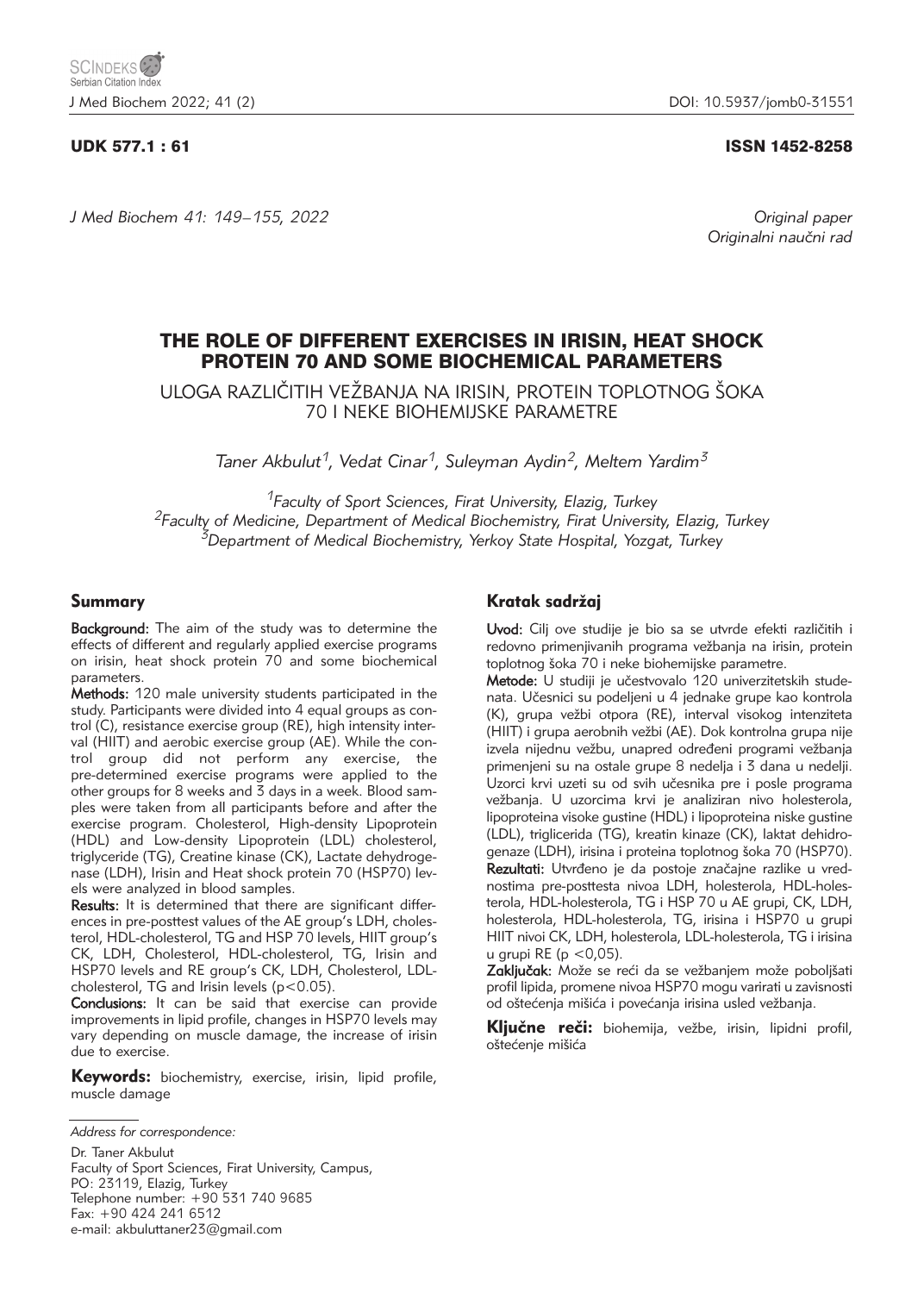UDK 577.1 : 61

ISSN 1452-8258

*Original paper*
*Originalni naučni rad*

# THE ROLE OF DIFFERENT EXERCISES IN IRISIN, HEAT SHOCK PROTEIN 70 AND SOME BIOCHEMICAL PARAMETERS

## ULOGA RAZLIČITIH VEŽBANJA NA IRISIN, PROTEIN TOPLOTNOG ŠOKA 70 I NEKE BIOHEMIJSKE PARAMETRE

*Taner Akbulut[1], Vedat Cinar[1], Suleyman Aydin[2], Meltem Yardim[3]*

[1]*Faculty of Sport Sciences, Firat University, Elazig, Turkey*
[2]*Faculty of Medicine, Department of Medical Biochemistry, Firat University, Elazig, Turkey*
[3]*Department of Medical Biochemistry, Yerkoy State Hospital, Yozgat, Turkey*

## Summary

**Background:** The aim of the study was to determine the effects of different and regularly applied exercise programs on irisin, heat shock protein 70 and some biochemical parameters.

**Methods:** 120 male university students participated in the study. Participants were divided into 4 equal groups as control (C), resistance exercise group (RE), high intensity interval (HIIT) and aerobic exercise group (AE). While the control group did not perform any exercise, the pre-determined exercise programs were applied to the other groups for 8 weeks and 3 days in a week. Blood samples were taken from all participants before and after the exercise program. Cholesterol, High-density Lipoprotein (HDL) and Low-density Lipoprotein (LDL) cholesterol, triglyceride (TG), Creatine kinase (CK), Lactate dehydrogenase (LDH), Irisin and Heat shock protein 70 (HSP70) levels were analyzed in blood samples.

**Results:** It is determined that there are significant differences in pre-posttest values of the AE group's LDH, cholesterol, HDL-cholesterol, TG and HSP 70 levels, HIIT group's CK, LDH, Cholesterol, HDL-cholesterol, TG, Irisin and HSP70 levels and RE group's CK, LDH, Cholesterol, LDL-cholesterol, TG and Irisin levels ($p<0.05$).

**Conclusions:** It can be said that exercise can provide improvements in lipid profile, changes in HSP70 levels may vary depending on muscle damage, the increase of irisin due to exercise.

**Keywords:** biochemistry, exercise, irisin, lipid profile, muscle damage

## Kratak sadržaj

**Uvod:** Cilj ove studije je bio sa se utvrde efekti različitih i redovno primenjivanih programa vežbanja na irisin, protein toplotnog šoka 70 i neke biohemijske parametre.

**Metode:** U studiji je učestvovalo 120 univerzitetskih studenata. Učesnici su podeljeni u 4 jednake grupe kao kontrola (K), grupa vežbi otpora (RE), interval visokog intenziteta (HIIT) i grupa aerobnih vežbi (AE). Dok kontrolna grupa nije izvela nijednu vežbu, unapred određeni programi vežbanja primenjeni su na ostale grupe 8 nedelja i 3 dana u nedelji. Uzorci krvi uzeti su od svih učesnika pre i posle programa vežbanja. U uzorcima krvi je analiziran nivo holesterola, lipoproteina visoke gustine (HDL) i lipoproteina niske gustine (LDL), triglicerida (TG), kreatin kinaze (CK), laktat dehidrogenaze (LDH), irisina i proteina toplotnog šoka 70 (HSP70).

**Rezultati:** Utvrđeno je da postoje značajne razlike u vrednostima pre-posttesta nivoa LDH, holesterola, HDL-holesterola, HDL-holesterola, TG i HSP 70 u AE grupi, CK, LDH, holesterola, HDL-holesterola, TG, irisina i HSP70 u grupi HIIT nivoi CK, LDH, holesterola, LDL-holesterola, TG i irisina u grupi RE ($p <0,05$).

**Zaključak:** Može se reći da se vežbanjem može poboljšati profil lipida, promene nivoa HSP70 mogu varirati u zavisnosti od oštećenja mišića i povećanja irisina usled vežbanja.

**Ključne reči:** biohemija, vežbe, irisin, lipidni profil, oštećenje mišića

*Address for correspondence:*

Dr. Taner Akbulut
Faculty of Sport Sciences, Firat University, Campus,
PO: 23119, Elazig, Turkey
Telephone number: +90 531 740 9685
Fax: +90 424 241 6512
e-mail: akbuluttaner23@gmail.com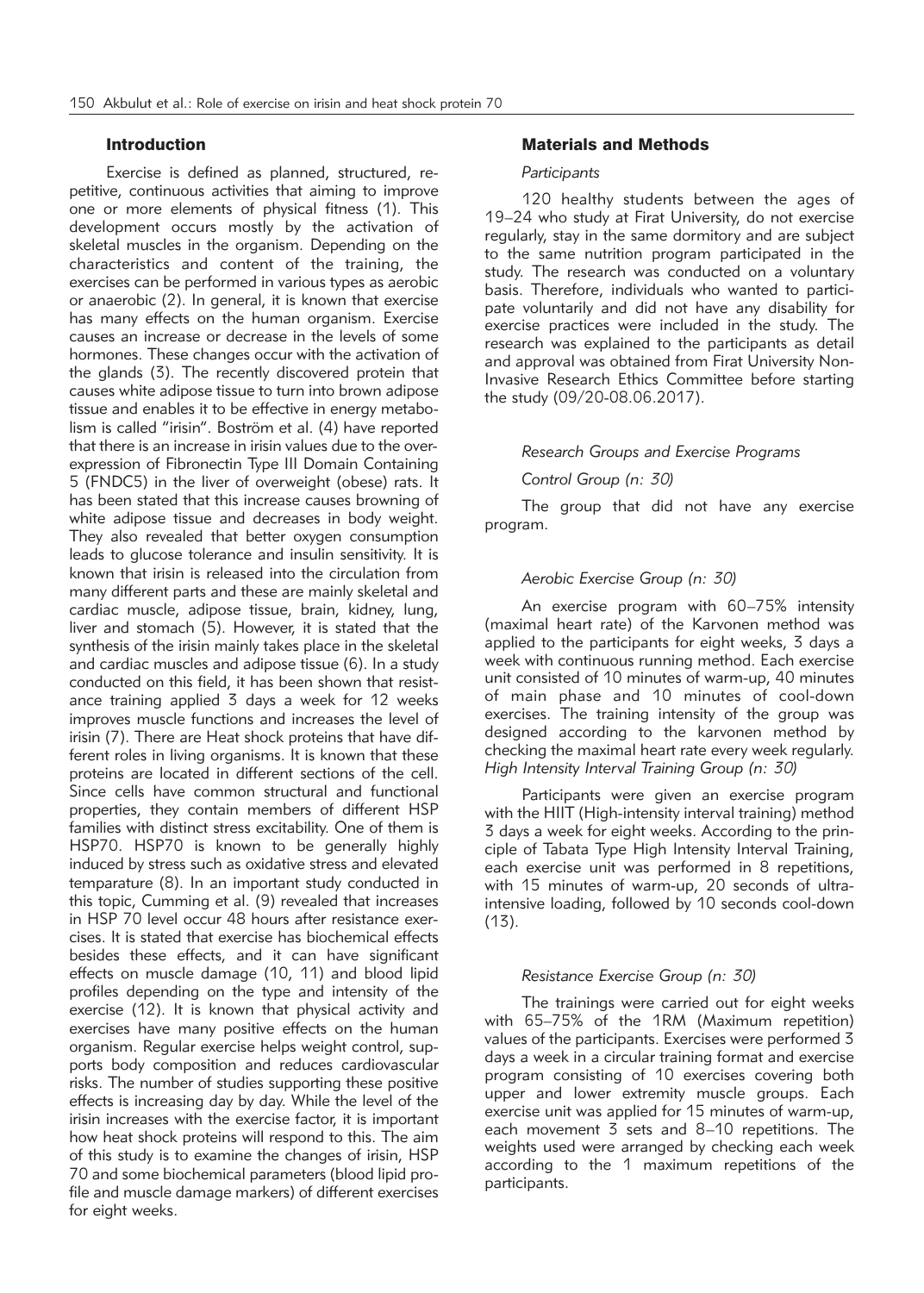## Introduction

Exercise is defined as planned, structured, repetitive, continuous activities that aiming to improve one or more elements of physical fitness (1). This development occurs mostly by the activation of skeletal muscles in the organism. Depending on the characteristics and content of the training, the exercises can be performed in various types as aerobic or anaerobic (2). In general, it is known that exercise has many effects on the human organism. Exercise causes an increase or decrease in the levels of some hormones. These changes occur with the activation of the glands (3). The recently discovered protein that causes white adipose tissue to turn into brown adipose tissue and enables it to be effective in energy metabolism is called "irisin". Boström et al. (4) have reported that there is an increase in irisin values due to the overexpression of Fibronectin Type III Domain Containing 5 (FNDC5) in the liver of overweight (obese) rats. It has been stated that this increase causes browning of white adipose tissue and decreases in body weight. They also revealed that better oxygen consumption leads to glucose tolerance and insulin sensitivity. It is known that irisin is released into the circulation from many different parts and these are mainly skeletal and cardiac muscle, adipose tissue, brain, kidney, lung, liver and stomach (5). However, it is stated that the synthesis of the irisin mainly takes place in the skeletal and cardiac muscles and adipose tissue (6). In a study conducted on this field, it has been shown that resistance training applied 3 days a week for 12 weeks improves muscle functions and increases the level of irisin (7). There are Heat shock proteins that have different roles in living organisms. It is known that these proteins are located in different sections of the cell. Since cells have common structural and functional properties, they contain members of different HSP families with distinct stress excitability. One of them is HSP70. HSP70 is known to be generally highly induced by stress such as oxidative stress and elevated temparature (8). In an important study conducted in this topic, Cumming et al. (9) revealed that increases in HSP 70 level occur 48 hours after resistance exercises. It is stated that exercise has biochemical effects besides these effects, and it can have significant effects on muscle damage (10, 11) and blood lipid profiles depending on the type and intensity of the exercise (12). It is known that physical activity and exercises have many positive effects on the human organism. Regular exercise helps weight control, supports body composition and reduces cardiovascular risks. The number of studies supporting these positive effects is increasing day by day. While the level of the irisin increases with the exercise factor, it is important how heat shock proteins will respond to this. The aim of this study is to examine the changes of irisin, HSP 70 and some biochemical parameters (blood lipid profile and muscle damage markers) of different exercises for eight weeks.

## Materials and Methods

### *Participants*

120 healthy students between the ages of 19–24 who study at Firat University, do not exercise regularly, stay in the same dormitory and are subject to the same nutrition program participated in the study. The research was conducted on a voluntary basis. Therefore, individuals who wanted to participate voluntarily and did not have any disability for exercise practices were included in the study. The research was explained to the participants as detail and approval was obtained from Firat University Non-Invasive Research Ethics Committee before starting the study (09/20-08.06.2017).

### *Research Groups and Exercise Programs*

#### *Control Group (n: 30)*

The group that did not have any exercise program.

#### *Aerobic Exercise Group (n: 30)*

An exercise program with 60–75% intensity (maximal heart rate) of the Karvonen method was applied to the participants for eight weeks, 3 days a week with continuous running method. Each exercise unit consisted of 10 minutes of warm-up, 40 minutes of main phase and 10 minutes of cool-down exercises. The training intensity of the group was designed according to the karvonen method by checking the maximal heart rate every week regularly.

#### *High Intensity Interval Training Group (n: 30)*

Participants were given an exercise program with the HIIT (High-intensity interval training) method 3 days a week for eight weeks. According to the principle of Tabata Type High Intensity Interval Training, each exercise unit was performed in 8 repetitions, with 15 minutes of warm-up, 20 seconds of ultra-intensive loading, followed by 10 seconds cool-down (13).

#### *Resistance Exercise Group (n: 30)*

The trainings were carried out for eight weeks with 65–75% of the 1RM (Maximum repetition) values of the participants. Exercises were performed 3 days a week in a circular training format and exercise program consisting of 10 exercises covering both upper and lower extremity muscle groups. Each exercise unit was applied for 15 minutes of warm-up, each movement 3 sets and 8–10 repetitions. The weights used were arranged by checking each week according to the 1 maximum repetitions of the participants.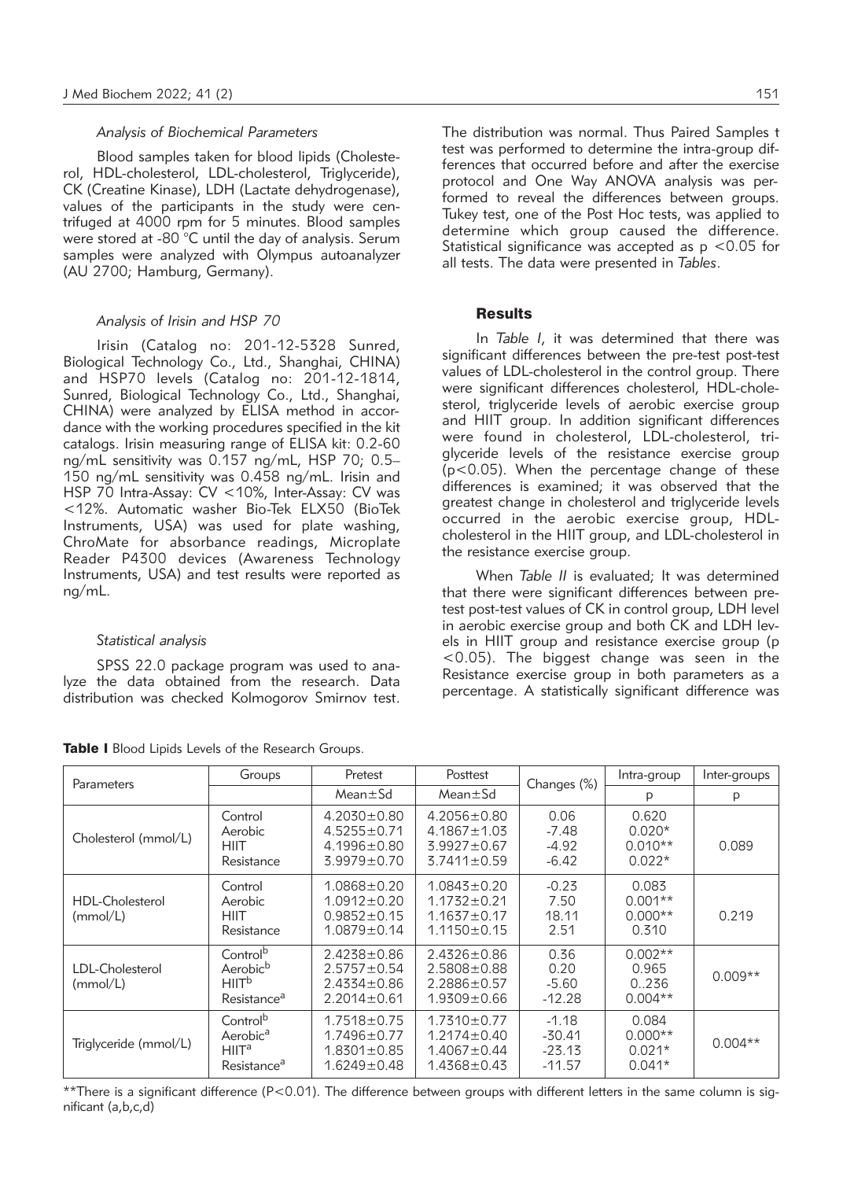### *Analysis of Biochemical Parameters*

Blood samples taken for blood lipids (Cholesterol, HDL-cholesterol, LDL-cholesterol, Triglyceride), CK (Creatine Kinase), LDH (Lactate dehydrogenase), values of the participants in the study were centrifuged at 4000 rpm for 5 minutes. Blood samples were stored at -80 °C until the day of analysis. Serum samples were analyzed with Olympus autoanalyzer (AU 2700; Hamburg, Germany).

### *Analysis of Irisin and HSP 70*

Irisin (Catalog no: 201-12-5328 Sunred, Biological Technology Co., Ltd., Shanghai, CHINA) and HSP70 levels (Catalog no: 201-12-1814, Sunred, Biological Technology Co., Ltd., Shanghai, CHINA) were analyzed by ELISA method in accordance with the working procedures specified in the kit catalogs. Irisin measuring range of ELISA kit: 0.2-60 ng/mL sensitivity was 0.157 ng/mL, HSP 70; 0.5–150 ng/mL sensitivity was 0.458 ng/mL. Irisin and HSP 70 Intra-Assay: CV <10%, Inter-Assay: CV was <12%. Automatic washer Bio-Tek ELX50 (BioTek Instruments, USA) was used for plate washing, ChroMate for absorbance readings, Microplate Reader P4300 devices (Awareness Technology Instruments, USA) and test results were reported as ng/mL.

### *Statistical analysis*

SPSS 22.0 package program was used to analyze the data obtained from the research. Data distribution was checked Kolmogorov Smirnov test. The distribution was normal. Thus Paired Samples t test was performed to determine the intra-group differences that occurred before and after the exercise protocol and One Way ANOVA analysis was performed to reveal the differences between groups. Tukey test, one of the Post Hoc tests, was applied to determine which group caused the difference. Statistical significance was accepted as $p < 0.05$ for all tests. The data were presented in *Tables*.

## Results

In *Table I*, it was determined that there was significant differences between the pre-test post-test values of LDL-cholesterol in the control group. There were significant differences cholesterol, HDL-cholesterol, triglyceride levels of aerobic exercise group and HIIT group. In addition significant differences were found in cholesterol, LDL-cholesterol, triglyceride levels of the resistance exercise group ($p<0.05$). When the percentage change of these differences is examined; it was observed that the greatest change in cholesterol and triglyceride levels occurred in the aerobic exercise group, HDL-cholesterol in the HIIT group, and LDL-cholesterol in the resistance exercise group.

When *Table II* is evaluated; It was determined that there were significant differences between pretest post-test values of CK in control group, LDH level in aerobic exercise group and both CK and LDH levels in HIIT group and resistance exercise group ($p<0.05$). The biggest change was seen in the Resistance exercise group in both parameters as a percentage. A statistically significant difference was

**Table I** Blood Lipids Levels of the Research Groups.

| Parameters | Groups | Pretest Mean±Sd | Posttest Mean±Sd | Changes (%) | Intra-group p | Inter-groups p |
|---|---|---|---|---|---|---|
| Cholesterol (mmol/L) | Control | 4.2030±0.80 | 4.2056±0.80 | 0.06 | 0.620 | 0.089 |
| | Aerobic | 4.5255±0.71 | 4.1867±1.03 | -7.48 | 0.020* | |
| | HIIT | 4.1996±0.80 | 3.9927±0.67 | -4.92 | 0.010** | |
| | Resistance | 3.9979±0.70 | 3.7411±0.59 | -6.42 | 0.022* | |
| HDL-Cholesterol (mmol/L) | Control | 1.0868±0.20 | 1.0843±0.20 | -0.23 | 0.083 | 0.219 |
| | Aerobic | 1.0912±0.20 | 1.1732±0.21 | 7.50 | 0.001** | |
| | HIIT | 0.9852±0.15 | 1.1637±0.17 | 18.11 | 0.000** | |
| | Resistance | 1.0879±0.14 | 1.1150±0.15 | 2.51 | 0.310 | |
| LDL-Cholesterol (mmol/L) | Control[b] | 2.4238±0.86 | 2.4326±0.86 | 0.36 | 0.002** | 0.009** |
| | Aerobic[b] | 2.5757±0.54 | 2.5808±0.88 | 0.20 | 0.965 | |
| | HIIT[b] | 2.4334±0.86 | 2.2886±0.57 | -5.60 | 0..236 | |
| | Resistance[a] | 2.2014±0.61 | 1.9309±0.66 | -12.28 | 0.004** | |
| Triglyceride (mmol/L) | Control[b] | 1.7518±0.75 | 1.7310±0.77 | -1.18 | 0.084 | 0.004** |
| | Aerobic[a] | 1.7496±0.77 | 1.2174±0.40 | -30.41 | 0.000** | |
| | HIIT[a] | 1.8301±0.85 | 1.4067±0.44 | -23.13 | 0.021* | |
| | Resistance[a] | 1.6249±0.48 | 1.4368±0.43 | -11.57 | 0.041* | |

**There is a significant difference (P<0.01). The difference between groups with different letters in the same column is significant (a,b,c,d)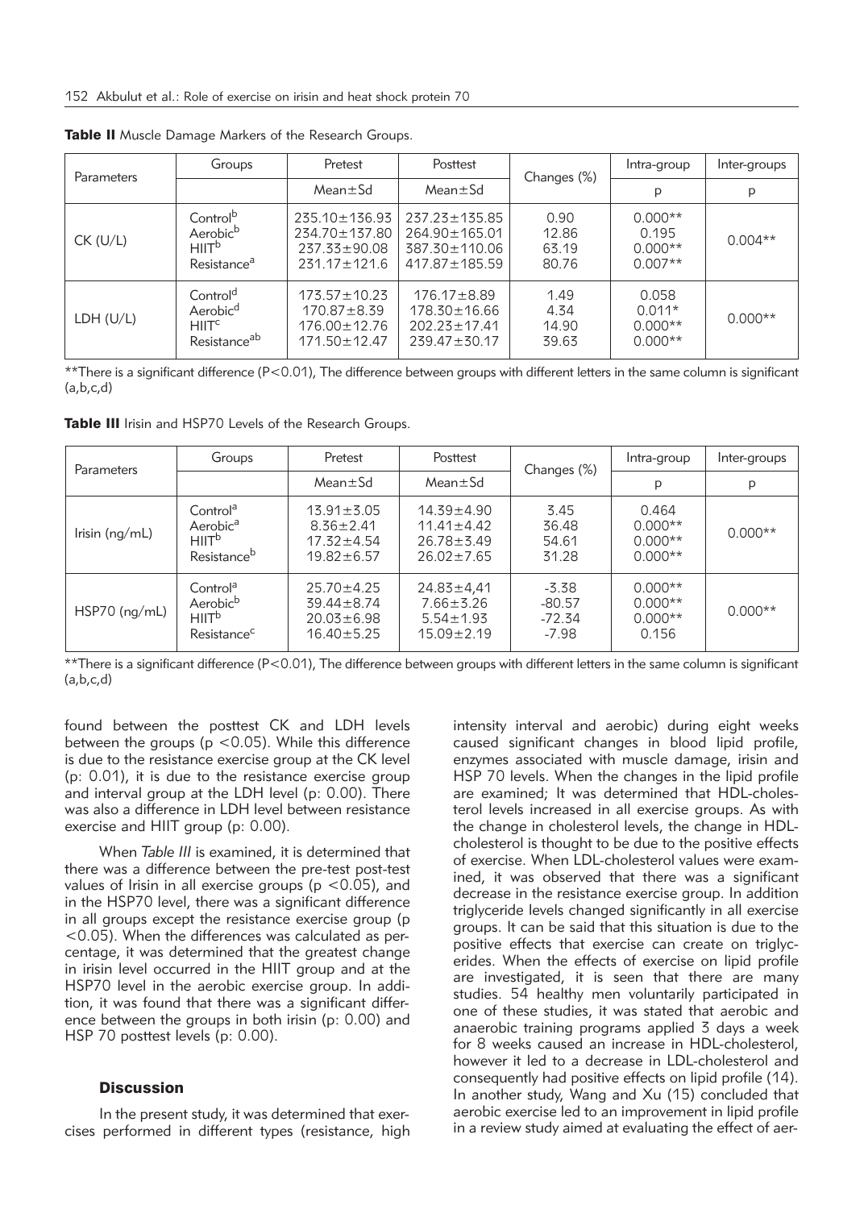**Table II** Muscle Damage Markers of the Research Groups.

| Parameters | Groups | Pretest | Posttest | Changes (%) | Intra-group | Inter-groups |
|---|---|---|---|---|---|---|
| | | Mean±Sd | Mean±Sd | | p | p |
| CK (U/L) | Control[b] | 235.10±136.93 | 237.23±135.85 | 0.90 | 0.000** | 0.004** |
| | Aerobic[b] | 234.70±137.80 | 264.90±165.01 | 12.86 | 0.195 | |
| | HIIT[b] | 237.33±90.08 | 387.30±110.06 | 63.19 | 0.000** | |
| | Resistance[a] | 231.17±121.6 | 417.87±185.59 | 80.76 | 0.007** | |
| LDH (U/L) | Control[d] | 173.57±10.23 | 176.17±8.89 | 1.49 | 0.058 | 0.000** |
| | Aerobic[d] | 170.87±8.39 | 178.30±16.66 | 4.34 | 0.011* | |
| | HIIT[c] | 176.00±12.76 | 202.23±17.41 | 14.90 | 0.000** | |
| | Resistance[ab] | 171.50±12.47 | 239.47±30.17 | 39.63 | 0.000** | |

**There is a significant difference (P<0.01), The difference between groups with different letters in the same column is significant (a,b,c,d)

**Table III** Irisin and HSP70 Levels of the Research Groups.

| Parameters | Groups | Pretest | Posttest | Changes (%) | Intra-group | Inter-groups |
|---|---|---|---|---|---|---|
| | | Mean±Sd | Mean±Sd | | p | p |
| Irisin (ng/mL) | Control[a] | 13.91±3.05 | 14.39±4.90 | 3.45 | 0.464 | 0.000** |
| | Aerobic[a] | 8.36±2.41 | 11.41±4.42 | 36.48 | 0.000** | |
| | HIIT[b] | 17.32±4.54 | 26.78±3.49 | 54.61 | 0.000** | |
| | Resistance[b] | 19.82±6.57 | 26.02±7.65 | 31.28 | 0.000** | |
| HSP70 (ng/mL) | Control[a] | 25.70±4.25 | 24.83±4,41 | -3.38 | 0.000** | 0.000** |
| | Aerobic[b] | 39.44±8.74 | 7.66±3.26 | -80.57 | 0.000** | |
| | HIIT[b] | 20.03±6.98 | 5.54±1.93 | -72.34 | 0.000** | |
| | Resistance[c] | 16.40±5.25 | 15.09±2.19 | -7.98 | 0.156 | |

**There is a significant difference (P<0.01), The difference between groups with different letters in the same column is significant (a,b,c,d)

found between the posttest CK and LDH levels between the groups ($p < 0.05$). While this difference is due to the resistance exercise group at the CK level (p: 0.01), it is due to the resistance exercise group and interval group at the LDH level (p: 0.00). There was also a difference in LDH level between resistance exercise and HIIT group (p: 0.00).

When *Table III* is examined, it is determined that there was a difference between the pre-test post-test values of Irisin in all exercise groups ($p < 0.05$), and in the HSP70 level, there was a significant difference in all groups except the resistance exercise group ($p < 0.05$). When the differences was calculated as percentage, it was determined that the greatest change in irisin level occurred in the HIIT group and at the HSP70 level in the aerobic exercise group. In addition, it was found that there was a significant difference between the groups in both irisin (p: 0.00) and HSP 70 posttest levels (p: 0.00).

## Discussion

In the present study, it was determined that exercises performed in different types (resistance, high intensity interval and aerobic) during eight weeks caused significant changes in blood lipid profile, enzymes associated with muscle damage, irisin and HSP 70 levels. When the changes in the lipid profile are examined; It was determined that HDL-cholesterol levels increased in all exercise groups. As with the change in cholesterol levels, the change in HDL-cholesterol is thought to be due to the positive effects of exercise. When LDL-cholesterol values were examined, it was observed that there was a significant decrease in the resistance exercise group. In addition triglyceride levels changed significantly in all exercise groups. It can be said that this situation is due to the positive effects that exercise can create on triglycerides. When the effects of exercise on lipid profile are investigated, it is seen that there are many studies. 54 healthy men voluntarily participated in one of these studies, it was stated that aerobic and anaerobic training programs applied 3 days a week for 8 weeks caused an increase in HDL-cholesterol, however it led to a decrease in LDL-cholesterol and consequently had positive effects on lipid profile (14). In another study, Wang and Xu (15) concluded that aerobic exercise led to an improvement in lipid profile in a review study aimed at evaluating the effect of aer-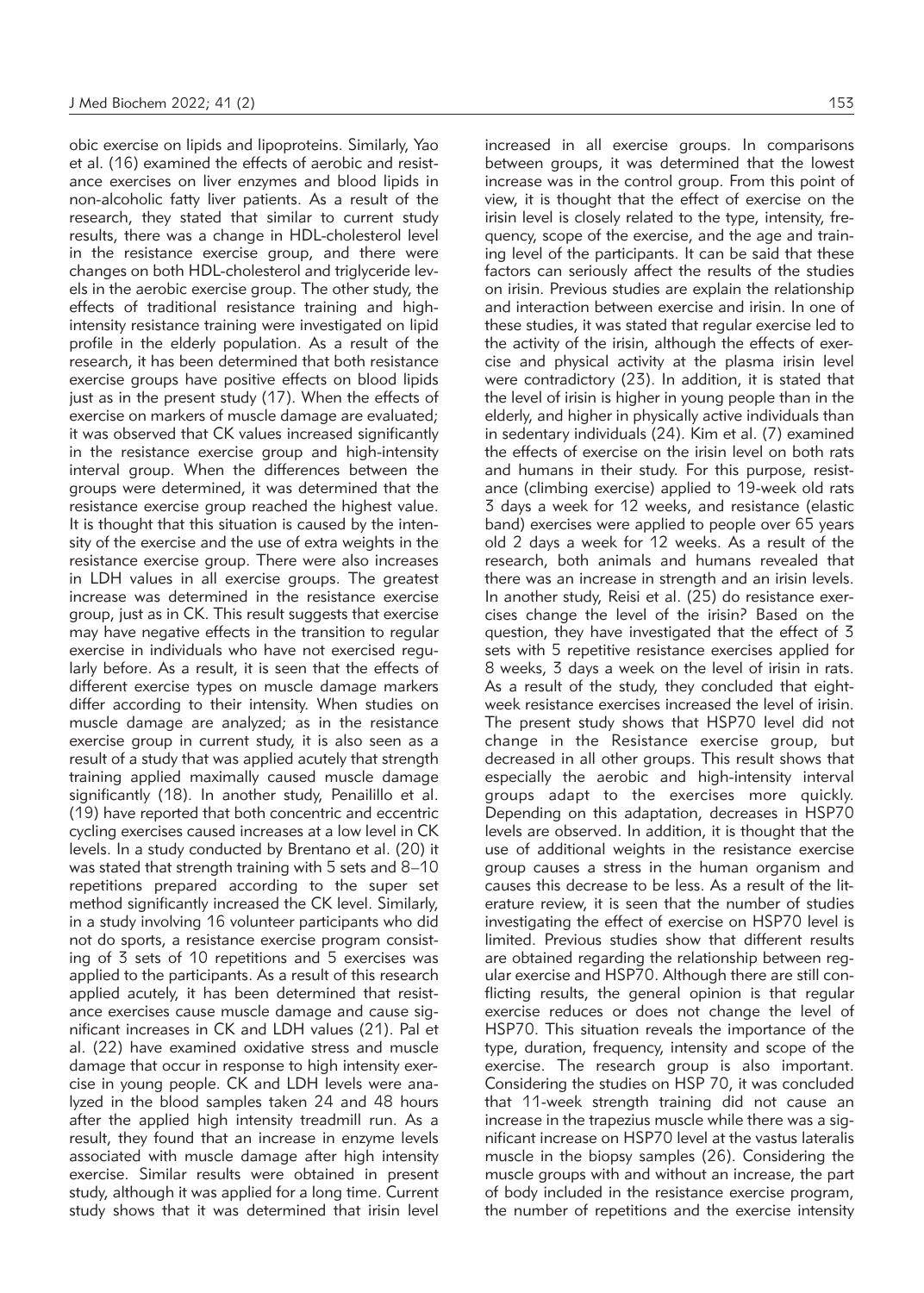obic exercise on lipids and lipoproteins. Similarly, Yao et al. (16) examined the effects of aerobic and resistance exercises on liver enzymes and blood lipids in non-alcoholic fatty liver patients. As a result of the research, they stated that similar to current study results, there was a change in HDL-cholesterol level in the resistance exercise group, and there were changes on both HDL-cholesterol and triglyceride levels in the aerobic exercise group. The other study, the effects of traditional resistance training and high-intensity resistance training were investigated on lipid profile in the elderly population. As a result of the research, it has been determined that both resistance exercise groups have positive effects on blood lipids just as in the present study (17). When the effects of exercise on markers of muscle damage are evaluated; it was observed that CK values increased significantly in the resistance exercise group and high-intensity interval group. When the differences between the groups were determined, it was determined that the resistance exercise group reached the highest value. It is thought that this situation is caused by the intensity of the exercise and the use of extra weights in the resistance exercise group. There were also increases in LDH values in all exercise groups. The greatest increase was determined in the resistance exercise group, just as in CK. This result suggests that exercise may have negative effects in the transition to regular exercise in individuals who have not exercised regularly before. As a result, it is seen that the effects of different exercise types on muscle damage markers differ according to their intensity. When studies on muscle damage are analyzed; as in the resistance exercise group in current study, it is also seen as a result of a study that was applied acutely that strength training applied maximally caused muscle damage significantly (18). In another study, Penailillo et al. (19) have reported that both concentric and eccentric cycling exercises caused increases at a low level in CK levels. In a study conducted by Brentano et al. (20) it was stated that strength training with 5 sets and 8–10 repetitions prepared according to the super set method significantly increased the CK level. Similarly, in a study involving 16 volunteer participants who did not do sports, a resistance exercise program consisting of 3 sets of 10 repetitions and 5 exercises was applied to the participants. As a result of this research applied acutely, it has been determined that resistance exercises cause muscle damage and cause significant increases in CK and LDH values (21). Pal et al. (22) have examined oxidative stress and muscle damage that occur in response to high intensity exercise in young people. CK and LDH levels were analyzed in the blood samples taken 24 and 48 hours after the applied high intensity treadmill run. As a result, they found that an increase in enzyme levels associated with muscle damage after high intensity exercise. Similar results were obtained in present study, although it was applied for a long time. Current study shows that it was determined that irisin level increased in all exercise groups. In comparisons between groups, it was determined that the lowest increase was in the control group. From this point of view, it is thought that the effect of exercise on the irisin level is closely related to the type, intensity, frequency, scope of the exercise, and the age and training level of the participants. It can be said that these factors can seriously affect the results of the studies on irisin. Previous studies are explain the relationship and interaction between exercise and irisin. In one of these studies, it was stated that regular exercise led to the activity of the irisin, although the effects of exercise and physical activity at the plasma irisin level were contradictory (23). In addition, it is stated that the level of irisin is higher in young people than in the elderly, and higher in physically active individuals than in sedentary individuals (24). Kim et al. (7) examined the effects of exercise on the irisin level on both rats and humans in their study. For this purpose, resistance (climbing exercise) applied to 19-week old rats 3 days a week for 12 weeks, and resistance (elastic band) exercises were applied to people over 65 years old 2 days a week for 12 weeks. As a result of the research, both animals and humans revealed that there was an increase in strength and an irisin levels. In another study, Reisi et al. (25) do resistance exercises change the level of the irisin? Based on the question, they have investigated that the effect of 3 sets with 5 repetitive resistance exercises applied for 8 weeks, 3 days a week on the level of irisin in rats. As a result of the study, they concluded that eight-week resistance exercises increased the level of irisin. The present study shows that HSP70 level did not change in the Resistance exercise group, but decreased in all other groups. This result shows that especially the aerobic and high-intensity interval groups adapt to the exercises more quickly. Depending on this adaptation, decreases in HSP70 levels are observed. In addition, it is thought that the use of additional weights in the resistance exercise group causes a stress in the human organism and causes this decrease to be less. As a result of the literature review, it is seen that the number of studies investigating the effect of exercise on HSP70 level is limited. Previous studies show that different results are obtained regarding the relationship between regular exercise and HSP70. Although there are still conflicting results, the general opinion is that regular exercise reduces or does not change the level of HSP70. This situation reveals the importance of the type, duration, frequency, intensity and scope of the exercise. The research group is also important. Considering the studies on HSP 70, it was concluded that 11-week strength training did not cause an increase in the trapezius muscle while there was a significant increase on HSP70 level at the vastus lateralis muscle in the biopsy samples (26). Considering the muscle groups with and without an increase, the part of body included in the resistance exercise program, the number of repetitions and the exercise intensity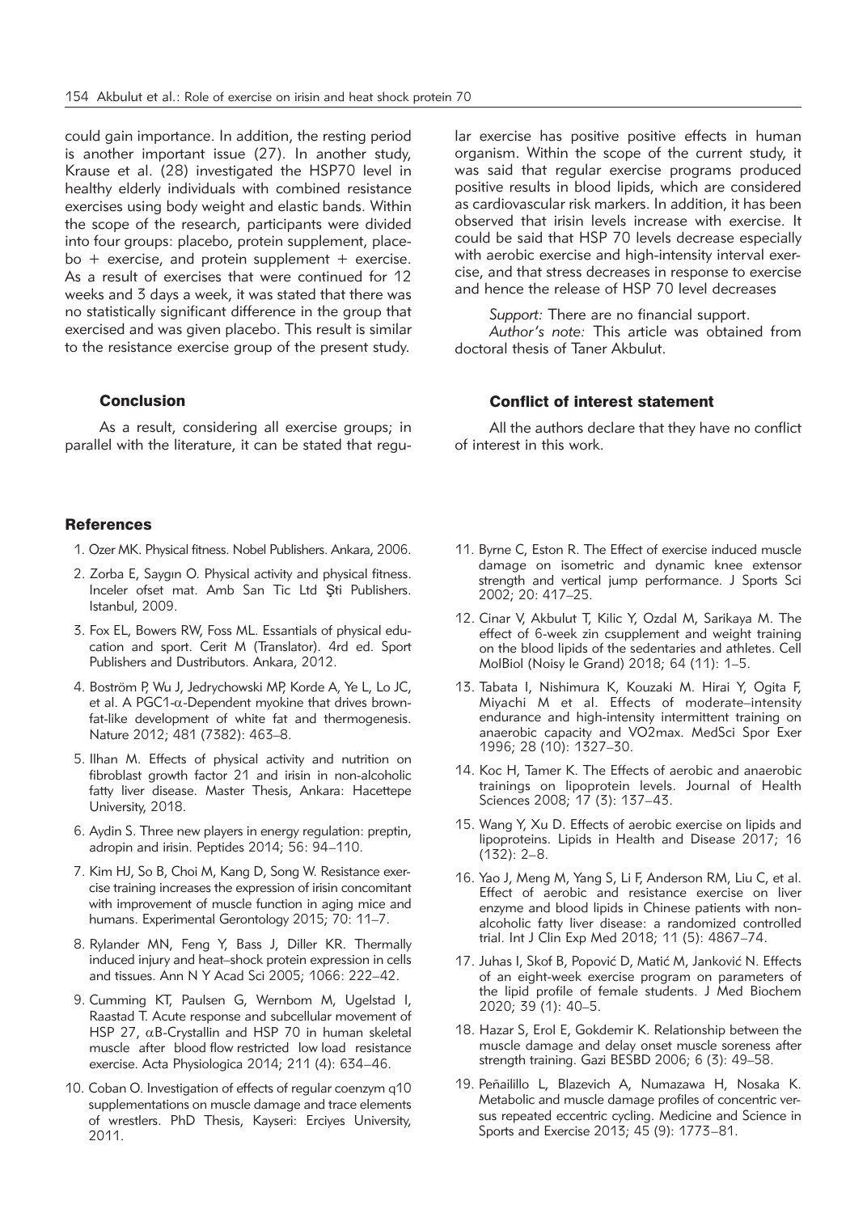could gain importance. In addition, the resting period is another important issue (27). In another study, Krause et al. (28) investigated the HSP70 level in healthy elderly individuals with combined resistance exercises using body weight and elastic bands. Within the scope of the research, participants were divided into four groups: placebo, protein supplement, placebo + exercise, and protein supplement + exercise. As a result of exercises that were continued for 12 weeks and 3 days a week, it was stated that there was no statistically significant difference in the group that exercised and was given placebo. This result is similar to the resistance exercise group of the present study.

## Conclusion

As a result, considering all exercise groups; in parallel with the literature, it can be stated that regular exercise has positive positive effects in human organism. Within the scope of the current study, it was said that regular exercise programs produced positive results in blood lipids, which are considered as cardiovascular risk markers. In addition, it has been observed that irisin levels increase with exercise. It could be said that HSP 70 levels decrease especially with aerobic exercise and high-intensity interval exercise, and that stress decreases in response to exercise and hence the release of HSP 70 level decreases

*Support:* There are no financial support.

*Author's note:* This article was obtained from doctoral thesis of Taner Akbulut.

## Conflict of interest statement

All the authors declare that they have no conflict of interest in this work.

## References

1. Ozer MK. Physical fitness. Nobel Publishers. Ankara, 2006.
2. Zorba E, Saygın O. Physical activity and physical fitness. Inceler ofset mat. Amb San Tic Ltd Şti Publishers. Istanbul, 2009.
3. Fox EL, Bowers RW, Foss ML. Essentials of physical education and sport. Cerit M (Translator). 4rd ed. Sport Publishers and Dustributors. Ankara, 2012.
4. Boström P, Wu J, Jedrychowski MP, Korde A, Ye L, Lo JC, et al. A PGC1-α-Dependent myokine that drives brown-fat-like development of white fat and thermogenesis. Nature 2012; 481 (7382): 463–8.
5. Ilhan M. Effects of physical activity and nutrition on fibroblast growth factor 21 and irisin in non-alcoholic fatty liver disease. Master Thesis, Ankara: Hacettepe University, 2018.
6. Aydin S. Three new players in energy regulation: preptin, adropin and irisin. Peptides 2014; 56: 94–110.
7. Kim HJ, So B, Choi M, Kang D, Song W. Resistance exercise training increases the expression of irisin concomitant with improvement of muscle function in aging mice and humans. Experimental Gerontology 2015; 70: 11–7.
8. Rylander MN, Feng Y, Bass J, Diller KR. Thermally induced injury and heat–shock protein expression in cells and tissues. Ann N Y Acad Sci 2005; 1066: 222–42.
9. Cumming KT, Paulsen G, Wernbom M, Ugelstad I, Raastad T. Acute response and subcellular movement of HSP 27, αB-Crystallin and HSP 70 in human skeletal muscle after blood flow restricted low load resistance exercise. Acta Physiologica 2014; 211 (4): 634–46.
10. Coban O. Investigation of effects of regular coenzym q10 supplementations on muscle damage and trace elements of wrestlers. PhD Thesis, Kayseri: Erciyes University, 2011.
11. Byrne C, Eston R. The Effect of exercise induced muscle damage on isometric and dynamic knee extensor strength and vertical jump performance. J Sports Sci 2002; 20: 417–25.
12. Cinar V, Akbulut T, Kilic Y, Ozdal M, Sarikaya M. The effect of 6-week zin csupplement and weight training on the blood lipids of the sedentaries and athletes. Cell MolBiol (Noisy le Grand) 2018; 64 (11): 1–5.
13. Tabata I, Nishimura K, Kouzaki M. Hirai Y, Ogita F, Miyachi M et al. Effects of moderate–intensity endurance and high-intensity intermittent training on anaerobic capacity and VO2max. MedSci Spor Exer 1996; 28 (10): 1327–30.
14. Koc H, Tamer K. The Effects of aerobic and anaerobic trainings on lipoprotein levels. Journal of Health Sciences 2008; 17 (3): 137–43.
15. Wang Y, Xu D. Effects of aerobic exercise on lipids and lipoproteins. Lipids in Health and Disease 2017; 16 (132): 2–8.
16. Yao J, Meng M, Yang S, Li F, Anderson RM, Liu C, et al. Effect of aerobic and resistance exercise on liver enzyme and blood lipids in Chinese patients with non-alcoholic fatty liver disease: a randomized controlled trial. Int J Clin Exp Med 2018; 11 (5): 4867–74.
17. Juhas I, Skof B, Popović D, Matić M, Janković N. Effects of an eight-week exercise program on parameters of the lipid profile of female students. J Med Biochem 2020; 39 (1): 40–5.
18. Hazar S, Erol E, Gokdemir K. Relationship between the muscle damage and delay onset muscle soreness after strength training. Gazi BESBD 2006; 6 (3): 49–58.
19. Peñailillo L, Blazevich A, Numazawa H, Nosaka K. Metabolic and muscle damage profiles of concentric versus repeated eccentric cycling. Medicine and Science in Sports and Exercise 2013; 45 (9): 1773–81.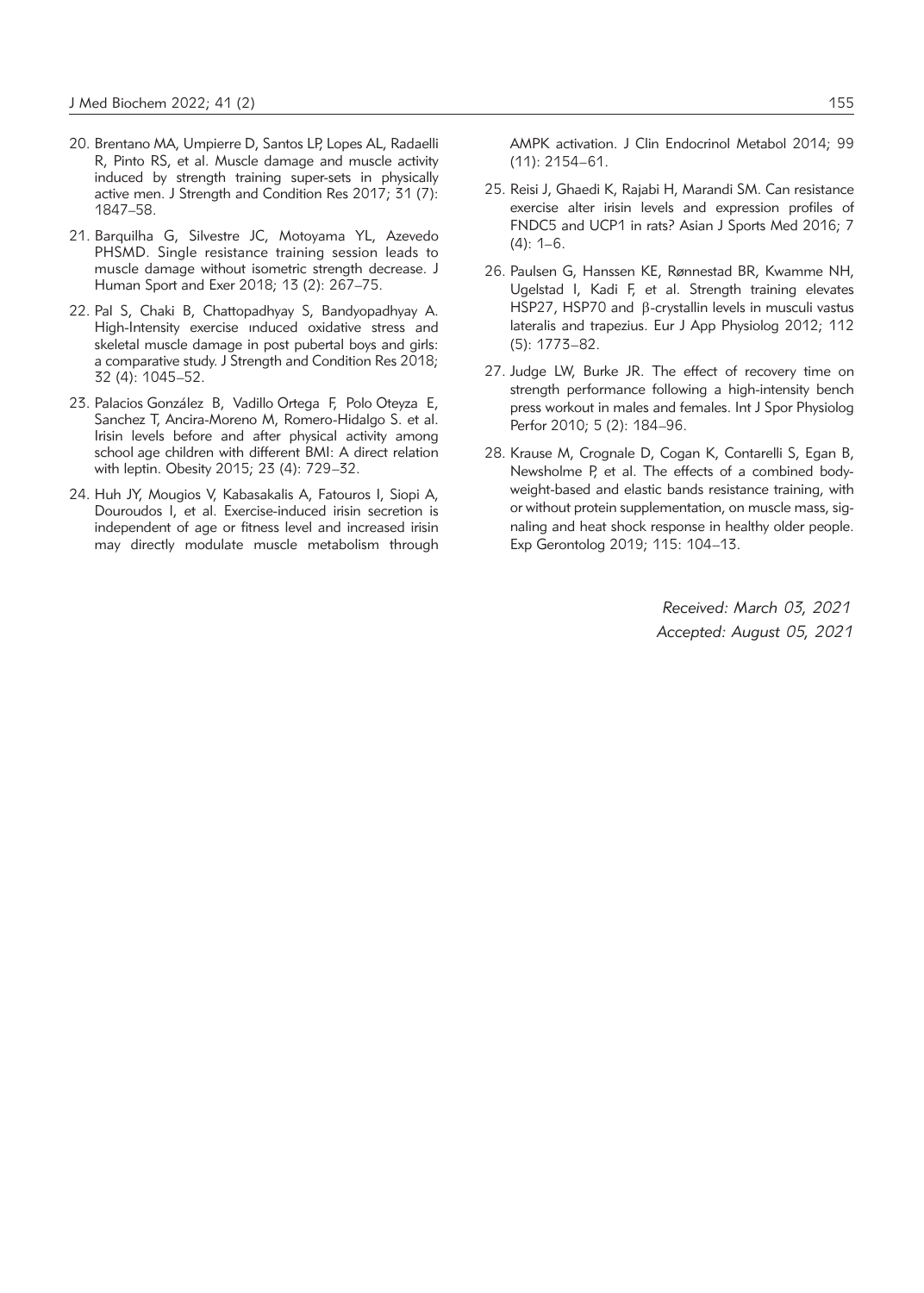20. Brentano MA, Umpierre D, Santos LP, Lopes AL, Radaelli R, Pinto RS, et al. Muscle damage and muscle activity induced by strength training super-sets in physically active men. J Strength and Condition Res 2017; 31 (7): 1847–58.

21. Barquilha G, Silvestre JC, Motoyama YL, Azevedo PHSMD. Single resistance training session leads to muscle damage without isometric strength decrease. J Human Sport and Exer 2018; 13 (2): 267–75.

22. Pal S, Chaki B, Chattopadhyay S, Bandyopadhyay A. High-Intensity exercise ınduced oxidative stress and skeletal muscle damage in post pubertal boys and girls: a comparative study. J Strength and Condition Res 2018; 32 (4): 1045–52.

23. Palacios González B, Vadillo Ortega F, Polo Oteyza E, Sanchez T, Ancira-Moreno M, Romero-Hidalgo S. et al. Irisin levels before and after physical activity among school age children with different BMI: A direct relation with leptin. Obesity 2015; 23 (4): 729–32.

24. Huh JY, Mougios V, Kabasakalis A, Fatouros I, Siopi A, Douroudos I, et al. Exercise-induced irisin secretion is independent of age or fitness level and increased irisin may directly modulate muscle metabolism through AMPK activation. J Clin Endocrinol Metabol 2014; 99 (11): 2154–61.

25. Reisi J, Ghaedi K, Rajabi H, Marandi SM. Can resistance exercise alter irisin levels and expression profiles of FNDC5 and UCP1 in rats? Asian J Sports Med 2016; 7 (4): 1–6.

26. Paulsen G, Hanssen KE, Rønnestad BR, Kwamme NH, Ugelstad I, Kadi F, et al. Strength training elevates HSP27, HSP70 and β-crystallin levels in musculi vastus lateralis and trapezius. Eur J App Physiolog 2012; 112 (5): 1773–82.

27. Judge LW, Burke JR. The effect of recovery time on strength performance following a high-intensity bench press workout in males and females. Int J Spor Physiolog Perfor 2010; 5 (2): 184–96.

28. Krause M, Crognale D, Cogan K, Contarelli S, Egan B, Newsholme P, et al. The effects of a combined bodyweight-based and elastic bands resistance training, with or without protein supplementation, on muscle mass, signaling and heat shock response in healthy older people. Exp Gerontolog 2019; 115: 104–13.

*Received: March 03, 2021*
*Accepted: August 05, 2021*